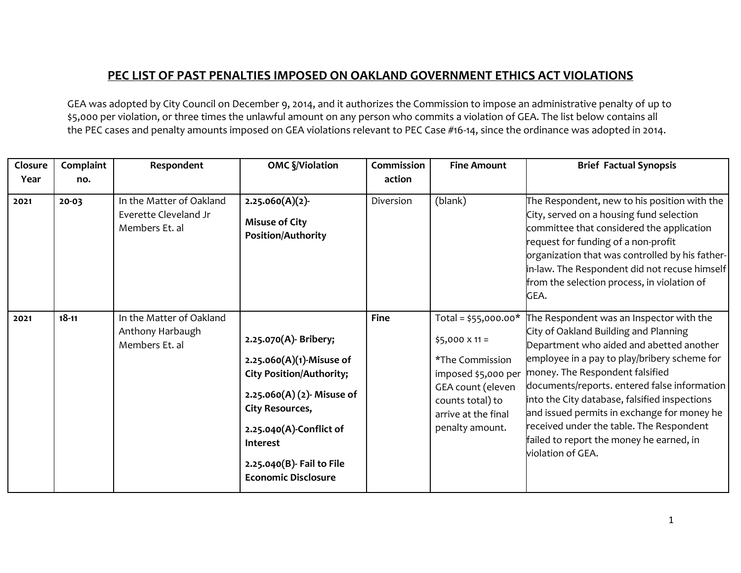## PEC LIST OF PAST PENALTIES IMPOSED ON OAKLAND GOVERNMENT ETHICS ACT VIOLATIONS

GEA was adopted by City Council on December 9, 2014, and it authorizes the Commission to impose an administrative penalty of up to $5,000 per violation, or three times the unlawful amount on any person who commits a violation of GEA. The list below contains all the PEC cases and penalty amounts imposed on GEA violations relevant to PEC Case #16-14, since the ordinance was adopted in 2014.

| Closure Year | Complaint no. | Respondent | OMC §/Violation | Commission action | Fine Amount | Brief Factual Synopsis |
|---|---|---|---|---|---|---|
| **2021** | **20-03** | In the Matter of Oakland Everette Cleveland Jr Members Et. al | **2.25.060(A)(2)- Misuse of City Position/Authority** | Diversion | (blank) | The Respondent, new to his position with the City, served on a housing fund selection committee that considered the application request for funding of a non-profit organization that was controlled by his father-in-law. The Respondent did not recuse himself from the selection process, in violation of GEA. |
| **2021** | **18-11** | In the Matter of Oakland Anthony Harbaugh Members Et. al | **2.25.070(A)- Bribery;** **2.25.060(A)(1)-Misuse of City Position/Authority;** **2.25.060(A) (2)- Misuse of City Resources,** **2.25.040(A)-Conflict of Interest** **2.25.040(B)- Fail to File Economic Disclosure** | **Fine** | Total = $55,000.00* $5,000 x 11 = *The Commission imposed $5,000 per GEA count (eleven counts total) to arrive at the final penalty amount. | The Respondent was an Inspector with the City of Oakland Building and Planning Department who aided and abetted another employee in a pay to play/bribery scheme for money. The Respondent falsified documents/reports. entered false information into the City database, falsified inspections and issued permits in exchange for money he received under the table. The Respondent failed to report the money he earned, in violation of GEA. |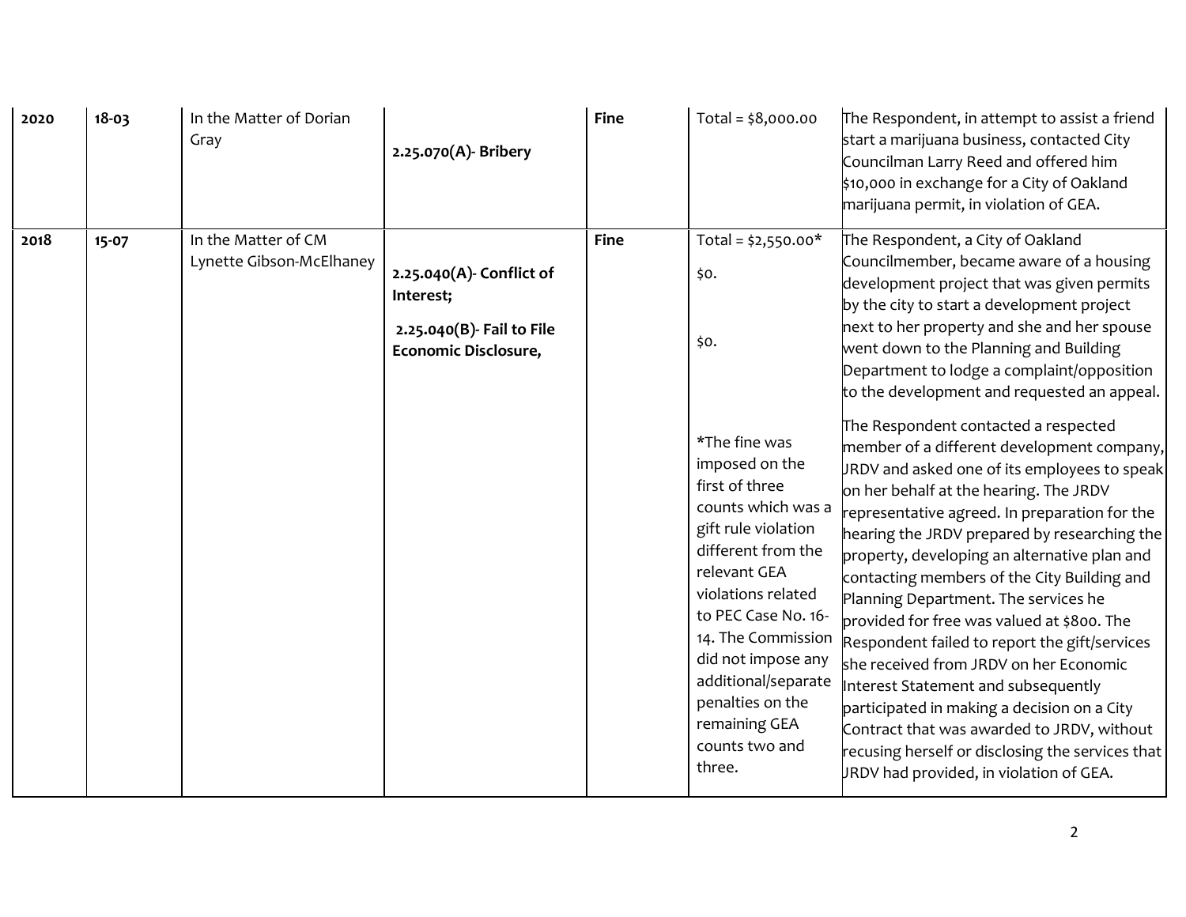| | | | | | | |
|---|---|---|---|---|---|---|
| 2020 | 18-03 | In the Matter of Dorian Gray | **2.25.070(A)- Bribery** | **Fine** | Total = $8,000.00 | The Respondent, in attempt to assist a friend start a marijuana business, contacted City Councilman Larry Reed and offered him $10,000 in exchange for a City of Oakland marijuana permit, in violation of GEA. |
| 2018 | 15-07 | In the Matter of CM Lynette Gibson-McElhaney | **2.25.040(A)- Conflict of Interest;**<br><br>**2.25.040(B)- Fail to File Economic Disclosure,** | **Fine** | Total = $2,550.00*<br><br>$0.<br><br>$0.<br><br>*The fine was imposed on the first of three counts which was a gift rule violation different from the relevant GEA violations related to PEC Case No. 16-14. The Commission did not impose any additional/separate penalties on the remaining GEA counts two and three. | The Respondent, a City of Oakland Councilmember, became aware of a housing development project that was given permits by the city to start a development project next to her property and she and her spouse went down to the Planning and Building Department to lodge a complaint/opposition to the development and requested an appeal.<br><br>The Respondent contacted a respected member of a different development company, JRDV and asked one of its employees to speak on her behalf at the hearing. The JRDV representative agreed. In preparation for the hearing the JRDV prepared by researching the property, developing an alternative plan and contacting members of the City Building and Planning Department. The services he provided for free was valued at $800. The Respondent failed to report the gift/services she received from JRDV on her Economic Interest Statement and subsequently participated in making a decision on a City Contract that was awarded to JRDV, without recusing herself or disclosing the services that JRDV had provided, in violation of GEA. |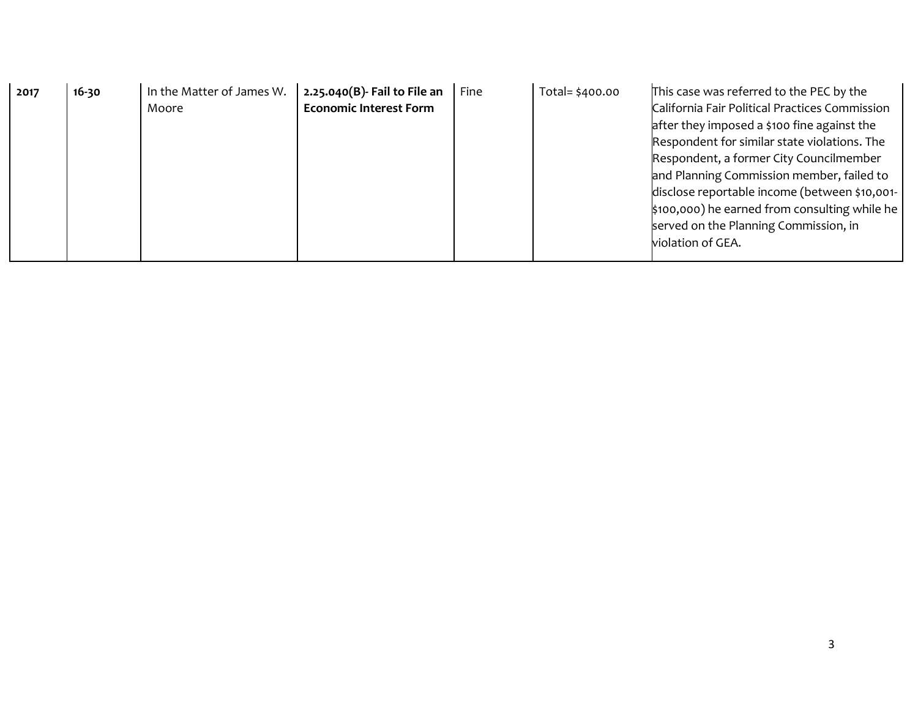| | | | | | | |
|---|---|---|---|---|---|---|
| **2017** | **16-30** | In the Matter of James W. Moore | **2.25.040(B)- Fail to File an Economic Interest Form** | Fine | Total= $400.00 | This case was referred to the PEC by the California Fair Political Practices Commission after they imposed a $100 fine against the Respondent for similar state violations. The Respondent, a former City Councilmember and Planning Commission member, failed to disclose reportable income (between $10,001-$100,000) he earned from consulting while he served on the Planning Commission, in violation of GEA. |